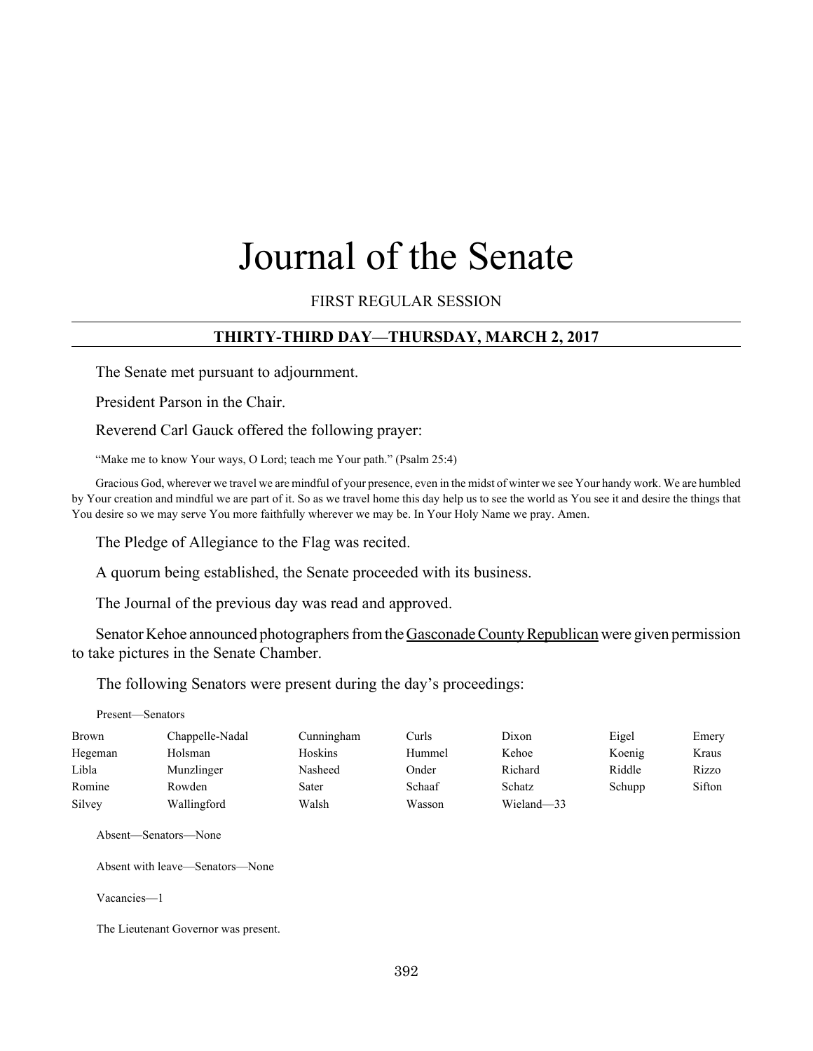# Journal of the Senate

FIRST REGULAR SESSION

## THIRTY-THIRD DAY—THURSDAY, MARCH 2, 2017

The Senate met pursuant to adjournment.

President Parson in the Chair.

Reverend Carl Gauck offered the following prayer:

"Make me to know Your ways, O Lord; teach me Your path." (Psalm 25:4)

Gracious God, wherever we travel we are mindful of your presence, even in the midst of winter we see Your handy work. We are humbled by Your creation and mindful we are part of it. So as we travel home this day help us to see the world as You see it and desire the things that You desire so we may serve You more faithfully wherever we may be. In Your Holy Name we pray. Amen.

The Pledge of Allegiance to the Flag was recited.

A quorum being established, the Senate proceeded with its business.

The Journal of the previous day was read and approved.

Senator Kehoe announced photographers from the Gasconade County Republican were given permission to take pictures in the Senate Chamber.

The following Senators were present during the day's proceedings:

Present—Senators

| | | | | | | |
|---|---|---|---|---|---|---|
| Brown | Chappelle-Nadal | Cunningham | Curls | Dixon | Eigel | Emery |
| Hegeman | Holsman | Hoskins | Hummel | Kehoe | Koenig | Kraus |
| Libla | Munzlinger | Nasheed | Onder | Richard | Riddle | Rizzo |
| Romine | Rowden | Sater | Schaaf | Schatz | Schupp | Sifton |
| Silvey | Wallingford | Walsh | Wasson | Wieland—33 | | |

Absent—Senators—None

Absent with leave—Senators—None

Vacancies—1

The Lieutenant Governor was present.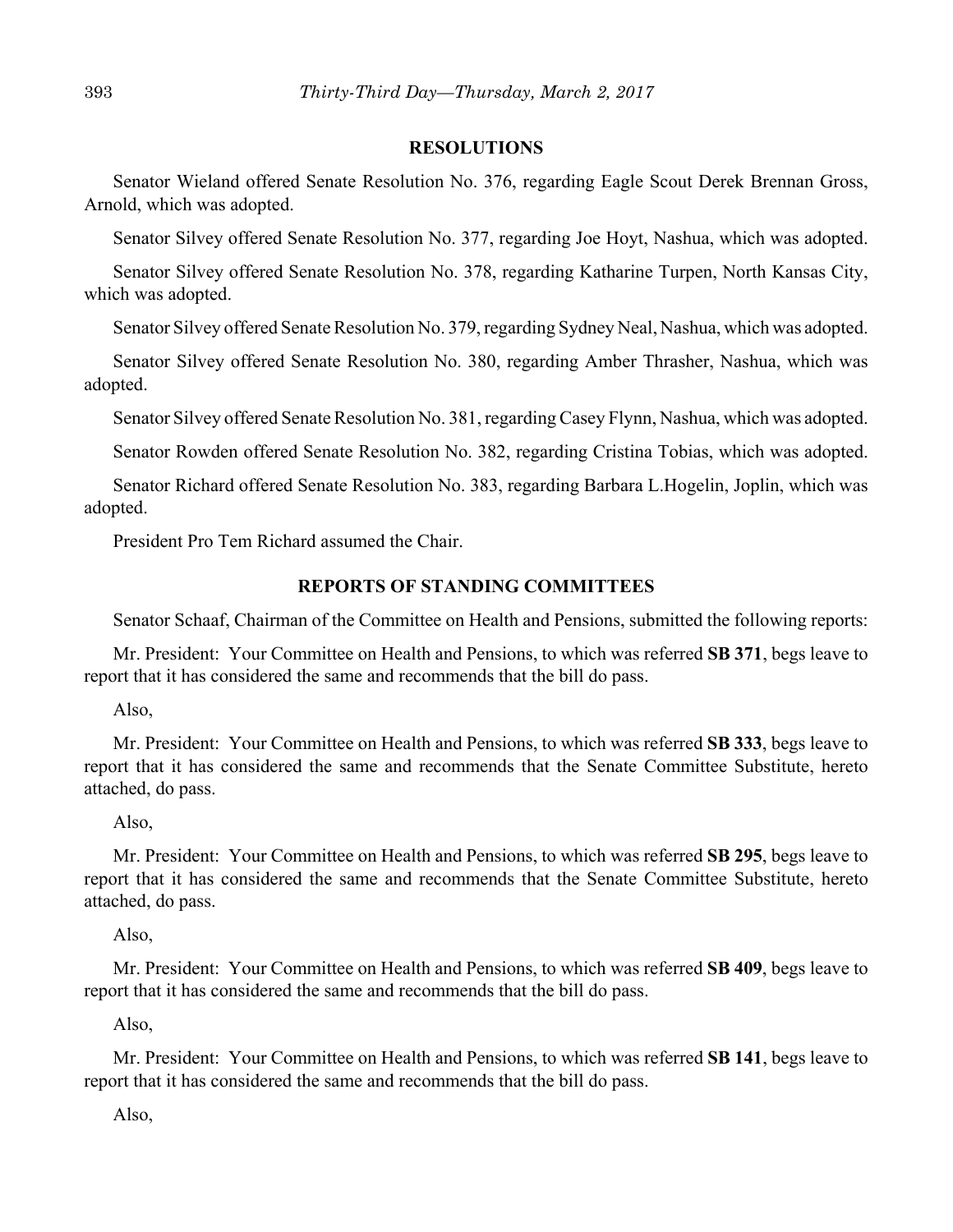## RESOLUTIONS

Senator Wieland offered Senate Resolution No. 376, regarding Eagle Scout Derek Brennan Gross, Arnold, which was adopted.

Senator Silvey offered Senate Resolution No. 377, regarding Joe Hoyt, Nashua, which was adopted.

Senator Silvey offered Senate Resolution No. 378, regarding Katharine Turpen, North Kansas City, which was adopted.

Senator Silvey offered Senate Resolution No. 379, regarding Sydney Neal, Nashua, which was adopted.

Senator Silvey offered Senate Resolution No. 380, regarding Amber Thrasher, Nashua, which was adopted.

Senator Silvey offered Senate Resolution No. 381, regarding Casey Flynn, Nashua, which was adopted.

Senator Rowden offered Senate Resolution No. 382, regarding Cristina Tobias, which was adopted.

Senator Richard offered Senate Resolution No. 383, regarding Barbara L.Hogelin, Joplin, which was adopted.

President Pro Tem Richard assumed the Chair.

## REPORTS OF STANDING COMMITTEES

Senator Schaaf, Chairman of the Committee on Health and Pensions, submitted the following reports:

Mr. President: Your Committee on Health and Pensions, to which was referred **SB 371**, begs leave to report that it has considered the same and recommends that the bill do pass.

Also,

Mr. President: Your Committee on Health and Pensions, to which was referred **SB 333**, begs leave to report that it has considered the same and recommends that the Senate Committee Substitute, hereto attached, do pass.

Also,

Mr. President: Your Committee on Health and Pensions, to which was referred **SB 295**, begs leave to report that it has considered the same and recommends that the Senate Committee Substitute, hereto attached, do pass.

Also,

Mr. President: Your Committee on Health and Pensions, to which was referred **SB 409**, begs leave to report that it has considered the same and recommends that the bill do pass.

Also,

Mr. President: Your Committee on Health and Pensions, to which was referred **SB 141**, begs leave to report that it has considered the same and recommends that the bill do pass.

Also,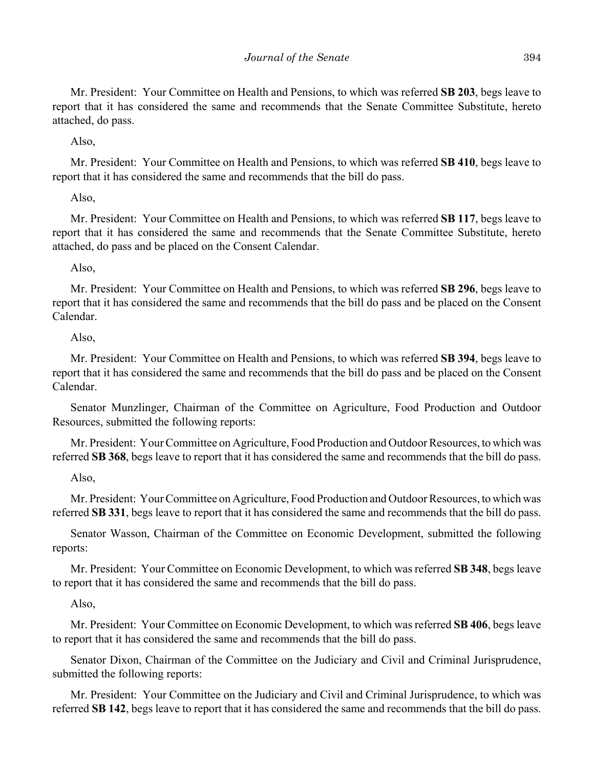Mr. President: Your Committee on Health and Pensions, to which was referred **SB 203**, begs leave to report that it has considered the same and recommends that the Senate Committee Substitute, hereto attached, do pass.

Also,

Mr. President: Your Committee on Health and Pensions, to which was referred **SB 410**, begs leave to report that it has considered the same and recommends that the bill do pass.

Also,

Mr. President: Your Committee on Health and Pensions, to which was referred **SB 117**, begs leave to report that it has considered the same and recommends that the Senate Committee Substitute, hereto attached, do pass and be placed on the Consent Calendar.

Also,

Mr. President: Your Committee on Health and Pensions, to which was referred **SB 296**, begs leave to report that it has considered the same and recommends that the bill do pass and be placed on the Consent Calendar.

Also,

Mr. President: Your Committee on Health and Pensions, to which was referred **SB 394**, begs leave to report that it has considered the same and recommends that the bill do pass and be placed on the Consent Calendar.

Senator Munzlinger, Chairman of the Committee on Agriculture, Food Production and Outdoor Resources, submitted the following reports:

Mr. President: Your Committee on Agriculture, Food Production and Outdoor Resources, to which was referred **SB 368**, begs leave to report that it has considered the same and recommends that the bill do pass.

Also,

Mr. President: Your Committee on Agriculture, Food Production and Outdoor Resources, to which was referred **SB 331**, begs leave to report that it has considered the same and recommends that the bill do pass.

Senator Wasson, Chairman of the Committee on Economic Development, submitted the following reports:

Mr. President: Your Committee on Economic Development, to which was referred **SB 348**, begs leave to report that it has considered the same and recommends that the bill do pass.

Also,

Mr. President: Your Committee on Economic Development, to which was referred **SB 406**, begs leave to report that it has considered the same and recommends that the bill do pass.

Senator Dixon, Chairman of the Committee on the Judiciary and Civil and Criminal Jurisprudence, submitted the following reports:

Mr. President: Your Committee on the Judiciary and Civil and Criminal Jurisprudence, to which was referred **SB 142**, begs leave to report that it has considered the same and recommends that the bill do pass.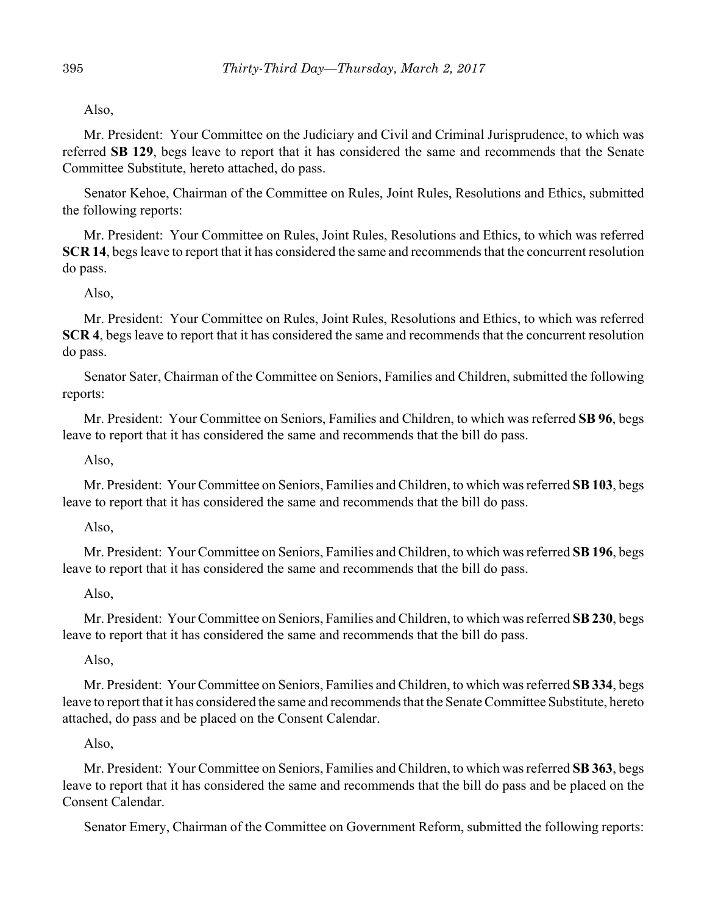Also,

Mr. President: Your Committee on the Judiciary and Civil and Criminal Jurisprudence, to which was referred **SB 129**, begs leave to report that it has considered the same and recommends that the Senate Committee Substitute, hereto attached, do pass.

Senator Kehoe, Chairman of the Committee on Rules, Joint Rules, Resolutions and Ethics, submitted the following reports:

Mr. President: Your Committee on Rules, Joint Rules, Resolutions and Ethics, to which was referred **SCR 14**, begs leave to report that it has considered the same and recommends that the concurrent resolution do pass.

Also,

Mr. President: Your Committee on Rules, Joint Rules, Resolutions and Ethics, to which was referred **SCR 4**, begs leave to report that it has considered the same and recommends that the concurrent resolution do pass.

Senator Sater, Chairman of the Committee on Seniors, Families and Children, submitted the following reports:

Mr. President: Your Committee on Seniors, Families and Children, to which was referred **SB 96**, begs leave to report that it has considered the same and recommends that the bill do pass.

Also,

Mr. President: Your Committee on Seniors, Families and Children, to which was referred **SB 103**, begs leave to report that it has considered the same and recommends that the bill do pass.

Also,

Mr. President: Your Committee on Seniors, Families and Children, to which was referred **SB 196**, begs leave to report that it has considered the same and recommends that the bill do pass.

Also,

Mr. President: Your Committee on Seniors, Families and Children, to which was referred **SB 230**, begs leave to report that it has considered the same and recommends that the bill do pass.

Also,

Mr. President: Your Committee on Seniors, Families and Children, to which was referred **SB 334**, begs leave to report that it has considered the same and recommends that the Senate Committee Substitute, hereto attached, do pass and be placed on the Consent Calendar.

Also,

Mr. President: Your Committee on Seniors, Families and Children, to which was referred **SB 363**, begs leave to report that it has considered the same and recommends that the bill do pass and be placed on the Consent Calendar.

Senator Emery, Chairman of the Committee on Government Reform, submitted the following reports: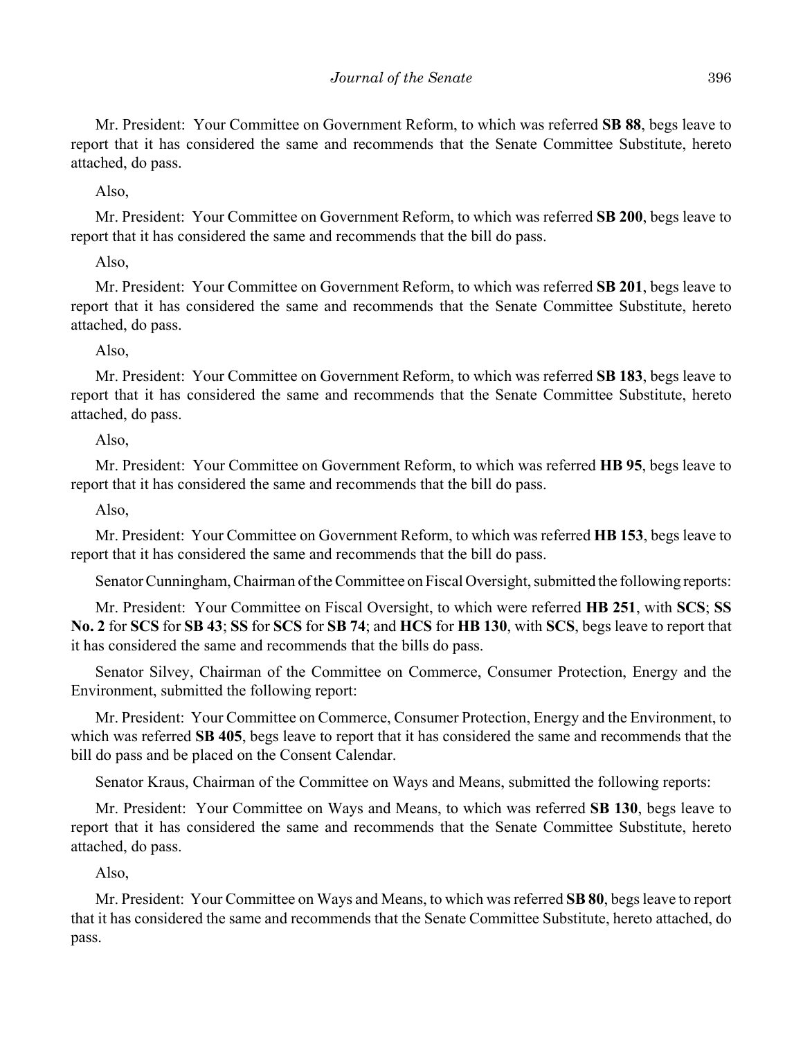Mr. President: Your Committee on Government Reform, to which was referred **SB 88**, begs leave to report that it has considered the same and recommends that the Senate Committee Substitute, hereto attached, do pass.

Also,

Mr. President: Your Committee on Government Reform, to which was referred **SB 200**, begs leave to report that it has considered the same and recommends that the bill do pass.

Also,

Mr. President: Your Committee on Government Reform, to which was referred **SB 201**, begs leave to report that it has considered the same and recommends that the Senate Committee Substitute, hereto attached, do pass.

Also,

Mr. President: Your Committee on Government Reform, to which was referred **SB 183**, begs leave to report that it has considered the same and recommends that the Senate Committee Substitute, hereto attached, do pass.

Also,

Mr. President: Your Committee on Government Reform, to which was referred **HB 95**, begs leave to report that it has considered the same and recommends that the bill do pass.

Also,

Mr. President: Your Committee on Government Reform, to which was referred **HB 153**, begs leave to report that it has considered the same and recommends that the bill do pass.

Senator Cunningham, Chairman of the Committee on Fiscal Oversight, submitted the following reports:

Mr. President: Your Committee on Fiscal Oversight, to which were referred **HB 251**, with **SCS**; **SS No. 2** for **SCS** for **SB 43**; **SS** for **SCS** for **SB 74**; and **HCS** for **HB 130**, with **SCS**, begs leave to report that it has considered the same and recommends that the bills do pass.

Senator Silvey, Chairman of the Committee on Commerce, Consumer Protection, Energy and the Environment, submitted the following report:

Mr. President: Your Committee on Commerce, Consumer Protection, Energy and the Environment, to which was referred **SB 405**, begs leave to report that it has considered the same and recommends that the bill do pass and be placed on the Consent Calendar.

Senator Kraus, Chairman of the Committee on Ways and Means, submitted the following reports:

Mr. President: Your Committee on Ways and Means, to which was referred **SB 130**, begs leave to report that it has considered the same and recommends that the Senate Committee Substitute, hereto attached, do pass.

Also,

Mr. President: Your Committee on Ways and Means, to which was referred **SB 80**, begs leave to report that it has considered the same and recommends that the Senate Committee Substitute, hereto attached, do pass.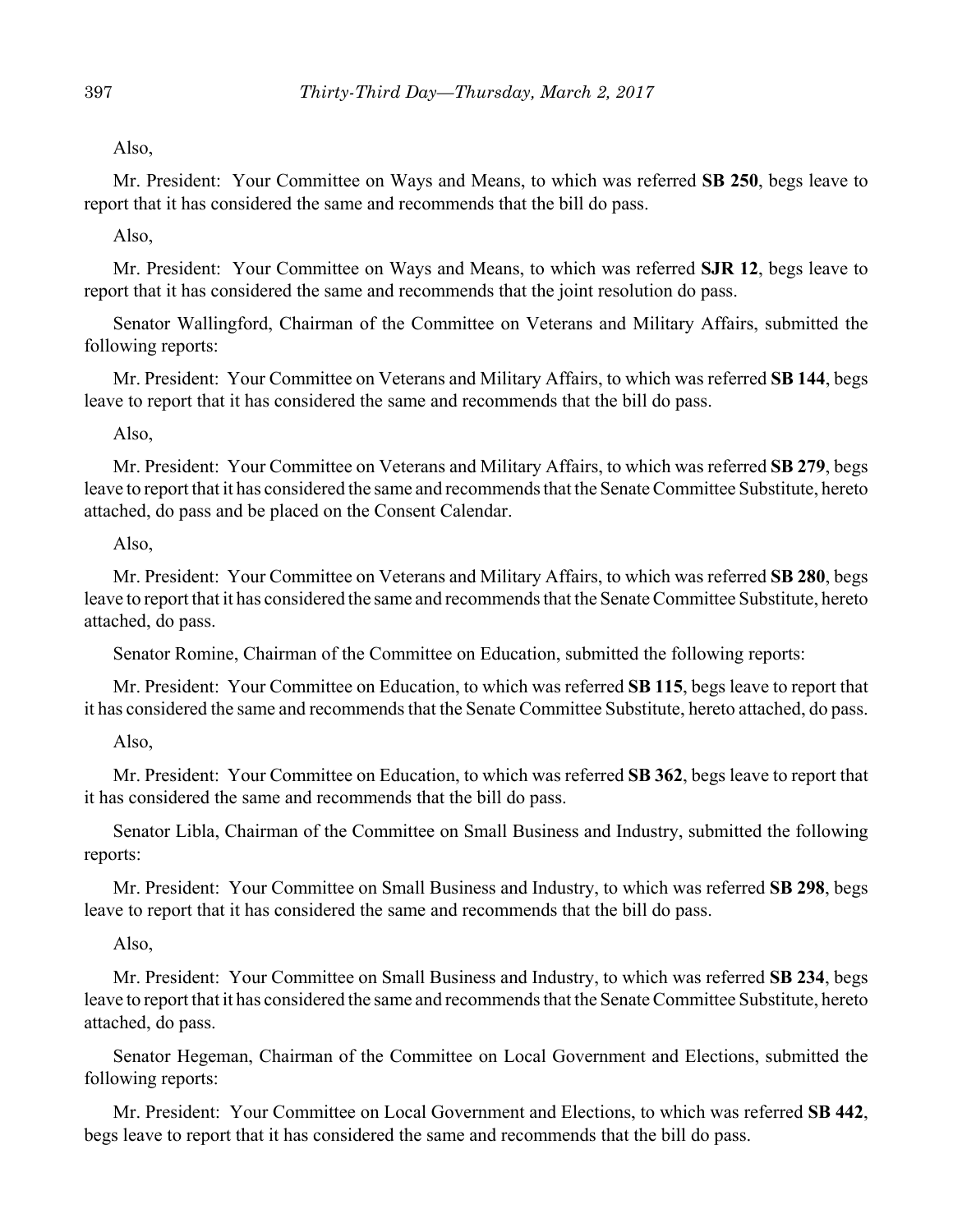Also,

Mr. President: Your Committee on Ways and Means, to which was referred **SB 250**, begs leave to report that it has considered the same and recommends that the bill do pass.

Also,

Mr. President: Your Committee on Ways and Means, to which was referred **SJR 12**, begs leave to report that it has considered the same and recommends that the joint resolution do pass.

Senator Wallingford, Chairman of the Committee on Veterans and Military Affairs, submitted the following reports:

Mr. President: Your Committee on Veterans and Military Affairs, to which was referred **SB 144**, begs leave to report that it has considered the same and recommends that the bill do pass.

Also,

Mr. President: Your Committee on Veterans and Military Affairs, to which was referred **SB 279**, begs leave to report that it has considered the same and recommends that the Senate Committee Substitute, hereto attached, do pass and be placed on the Consent Calendar.

Also,

Mr. President: Your Committee on Veterans and Military Affairs, to which was referred **SB 280**, begs leave to report that it has considered the same and recommends that the Senate Committee Substitute, hereto attached, do pass.

Senator Romine, Chairman of the Committee on Education, submitted the following reports:

Mr. President: Your Committee on Education, to which was referred **SB 115**, begs leave to report that it has considered the same and recommends that the Senate Committee Substitute, hereto attached, do pass.

Also,

Mr. President: Your Committee on Education, to which was referred **SB 362**, begs leave to report that it has considered the same and recommends that the bill do pass.

Senator Libla, Chairman of the Committee on Small Business and Industry, submitted the following reports:

Mr. President: Your Committee on Small Business and Industry, to which was referred **SB 298**, begs leave to report that it has considered the same and recommends that the bill do pass.

Also,

Mr. President: Your Committee on Small Business and Industry, to which was referred **SB 234**, begs leave to report that it has considered the same and recommends that the Senate Committee Substitute, hereto attached, do pass.

Senator Hegeman, Chairman of the Committee on Local Government and Elections, submitted the following reports:

Mr. President: Your Committee on Local Government and Elections, to which was referred **SB 442**, begs leave to report that it has considered the same and recommends that the bill do pass.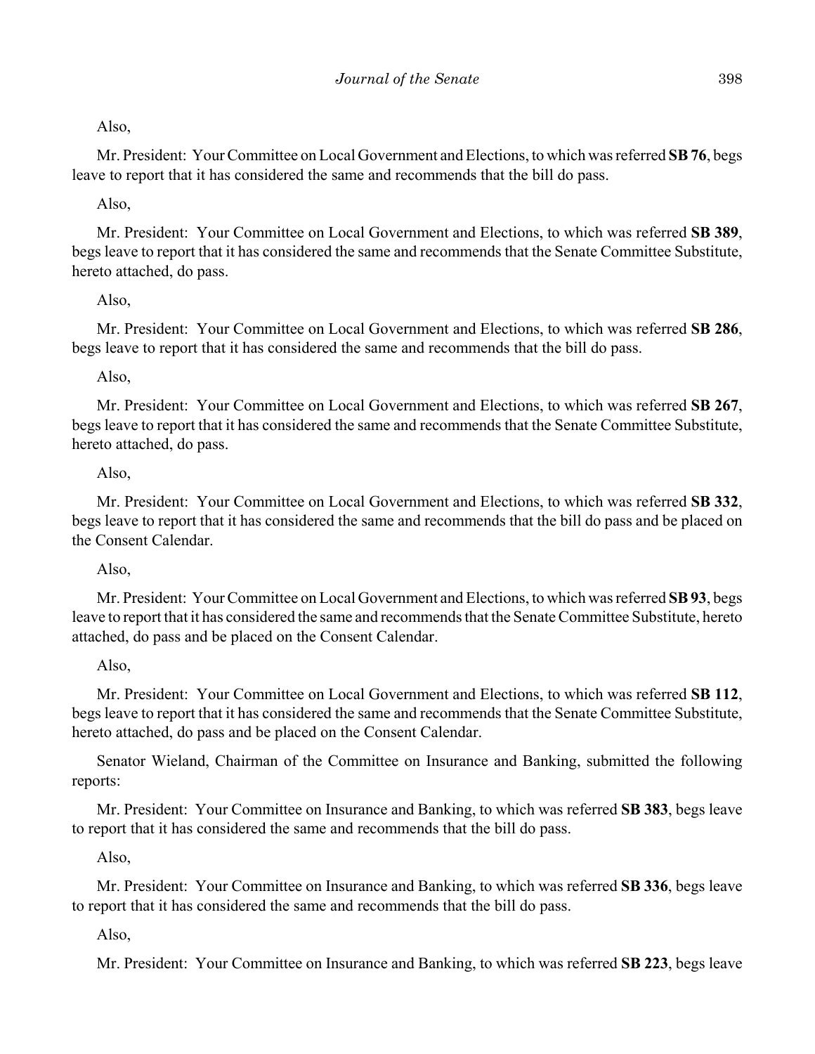Also,

Mr. President: Your Committee on Local Government and Elections, to which was referred **SB 76**, begs leave to report that it has considered the same and recommends that the bill do pass.

Also,

Mr. President: Your Committee on Local Government and Elections, to which was referred **SB 389**, begs leave to report that it has considered the same and recommends that the Senate Committee Substitute, hereto attached, do pass.

Also,

Mr. President: Your Committee on Local Government and Elections, to which was referred **SB 286**, begs leave to report that it has considered the same and recommends that the bill do pass.

Also,

Mr. President: Your Committee on Local Government and Elections, to which was referred **SB 267**, begs leave to report that it has considered the same and recommends that the Senate Committee Substitute, hereto attached, do pass.

Also,

Mr. President: Your Committee on Local Government and Elections, to which was referred **SB 332**, begs leave to report that it has considered the same and recommends that the bill do pass and be placed on the Consent Calendar.

Also,

Mr. President: Your Committee on Local Government and Elections, to which was referred **SB 93**, begs leave to report that it has considered the same and recommends that the Senate Committee Substitute, hereto attached, do pass and be placed on the Consent Calendar.

Also,

Mr. President: Your Committee on Local Government and Elections, to which was referred **SB 112**, begs leave to report that it has considered the same and recommends that the Senate Committee Substitute, hereto attached, do pass and be placed on the Consent Calendar.

Senator Wieland, Chairman of the Committee on Insurance and Banking, submitted the following reports:

Mr. President: Your Committee on Insurance and Banking, to which was referred **SB 383**, begs leave to report that it has considered the same and recommends that the bill do pass.

Also,

Mr. President: Your Committee on Insurance and Banking, to which was referred **SB 336**, begs leave to report that it has considered the same and recommends that the bill do pass.

Also,

Mr. President: Your Committee on Insurance and Banking, to which was referred **SB 223**, begs leave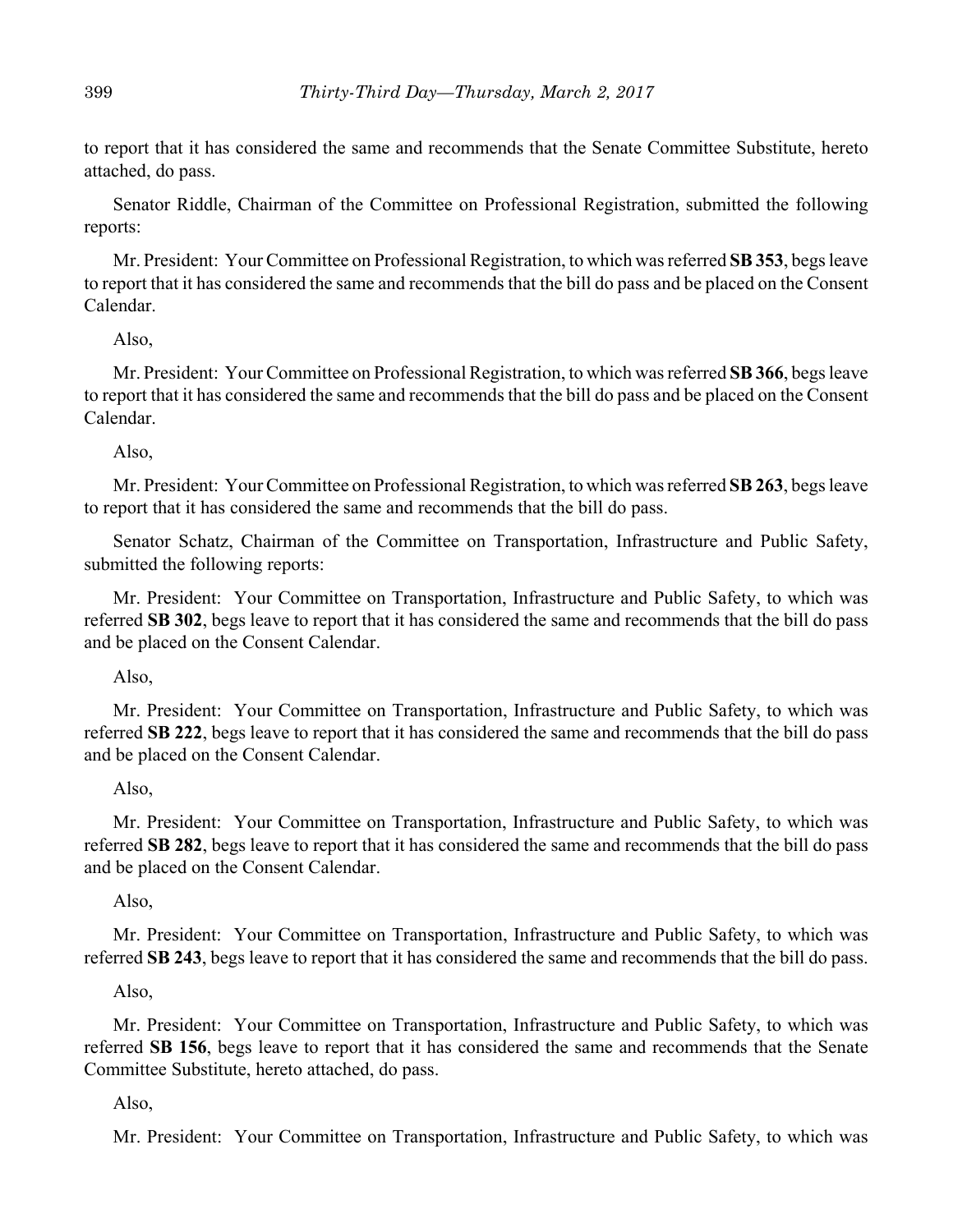to report that it has considered the same and recommends that the Senate Committee Substitute, hereto attached, do pass.

Senator Riddle, Chairman of the Committee on Professional Registration, submitted the following reports:

Mr. President: Your Committee on Professional Registration, to which was referred **SB 353**, begs leave to report that it has considered the same and recommends that the bill do pass and be placed on the Consent Calendar.

Also,

Mr. President: Your Committee on Professional Registration, to which was referred **SB 366**, begs leave to report that it has considered the same and recommends that the bill do pass and be placed on the Consent Calendar.

Also,

Mr. President: Your Committee on Professional Registration, to which was referred **SB 263**, begs leave to report that it has considered the same and recommends that the bill do pass.

Senator Schatz, Chairman of the Committee on Transportation, Infrastructure and Public Safety, submitted the following reports:

Mr. President: Your Committee on Transportation, Infrastructure and Public Safety, to which was referred **SB 302**, begs leave to report that it has considered the same and recommends that the bill do pass and be placed on the Consent Calendar.

Also,

Mr. President: Your Committee on Transportation, Infrastructure and Public Safety, to which was referred **SB 222**, begs leave to report that it has considered the same and recommends that the bill do pass and be placed on the Consent Calendar.

Also,

Mr. President: Your Committee on Transportation, Infrastructure and Public Safety, to which was referred **SB 282**, begs leave to report that it has considered the same and recommends that the bill do pass and be placed on the Consent Calendar.

Also,

Mr. President: Your Committee on Transportation, Infrastructure and Public Safety, to which was referred **SB 243**, begs leave to report that it has considered the same and recommends that the bill do pass.

Also,

Mr. President: Your Committee on Transportation, Infrastructure and Public Safety, to which was referred **SB 156**, begs leave to report that it has considered the same and recommends that the Senate Committee Substitute, hereto attached, do pass.

Also,

Mr. President: Your Committee on Transportation, Infrastructure and Public Safety, to which was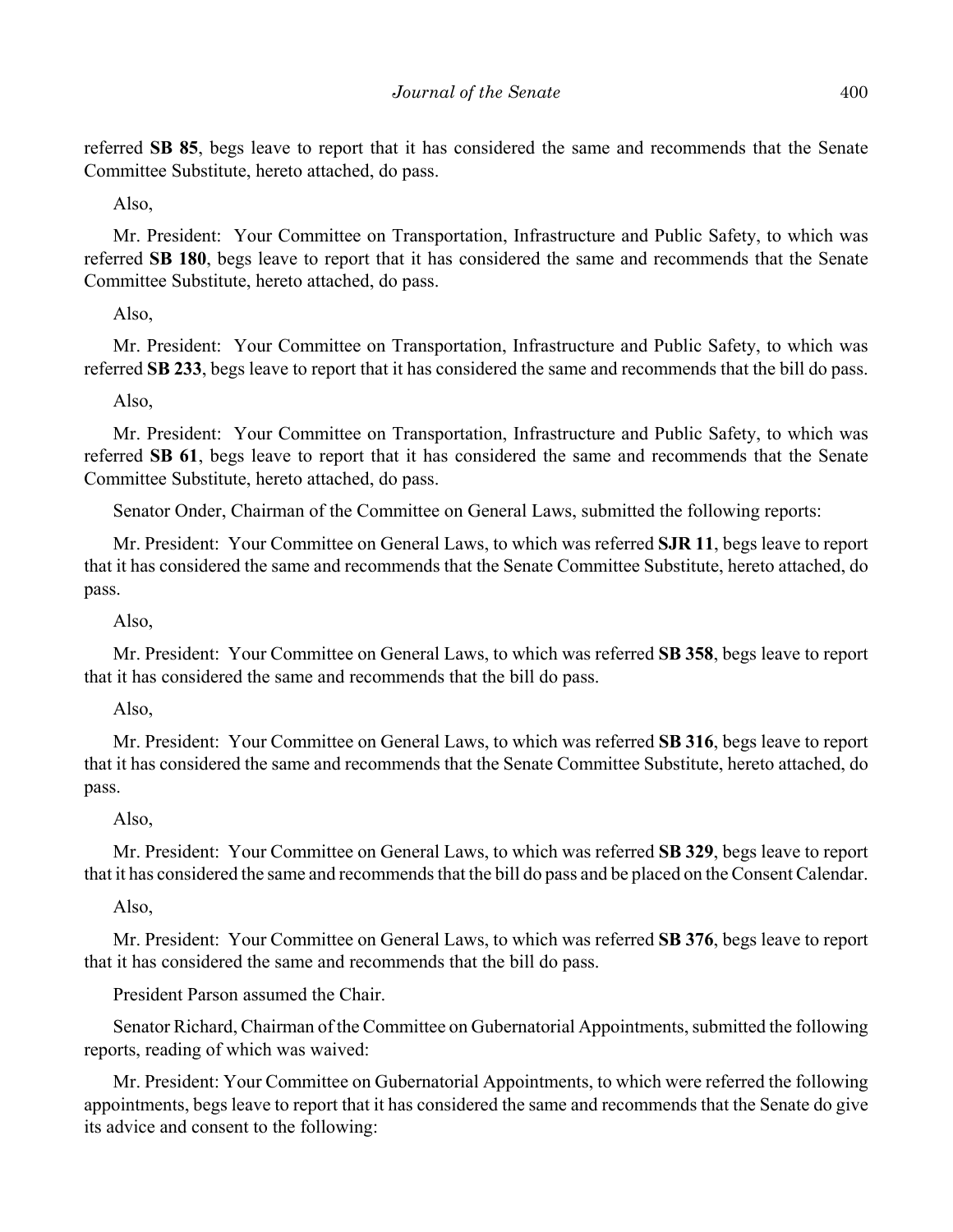referred **SB 85**, begs leave to report that it has considered the same and recommends that the Senate Committee Substitute, hereto attached, do pass.

Also,

Mr. President: Your Committee on Transportation, Infrastructure and Public Safety, to which was referred **SB 180**, begs leave to report that it has considered the same and recommends that the Senate Committee Substitute, hereto attached, do pass.

Also,

Mr. President: Your Committee on Transportation, Infrastructure and Public Safety, to which was referred **SB 233**, begs leave to report that it has considered the same and recommends that the bill do pass.

Also,

Mr. President: Your Committee on Transportation, Infrastructure and Public Safety, to which was referred **SB 61**, begs leave to report that it has considered the same and recommends that the Senate Committee Substitute, hereto attached, do pass.

Senator Onder, Chairman of the Committee on General Laws, submitted the following reports:

Mr. President: Your Committee on General Laws, to which was referred **SJR 11**, begs leave to report that it has considered the same and recommends that the Senate Committee Substitute, hereto attached, do pass.

Also,

Mr. President: Your Committee on General Laws, to which was referred **SB 358**, begs leave to report that it has considered the same and recommends that the bill do pass.

Also,

Mr. President: Your Committee on General Laws, to which was referred **SB 316**, begs leave to report that it has considered the same and recommends that the Senate Committee Substitute, hereto attached, do pass.

Also,

Mr. President: Your Committee on General Laws, to which was referred **SB 329**, begs leave to report that it has considered the same and recommends that the bill do pass and be placed on the Consent Calendar.

Also,

Mr. President: Your Committee on General Laws, to which was referred **SB 376**, begs leave to report that it has considered the same and recommends that the bill do pass.

President Parson assumed the Chair.

Senator Richard, Chairman of the Committee on Gubernatorial Appointments, submitted the following reports, reading of which was waived:

Mr. President: Your Committee on Gubernatorial Appointments, to which were referred the following appointments, begs leave to report that it has considered the same and recommends that the Senate do give its advice and consent to the following: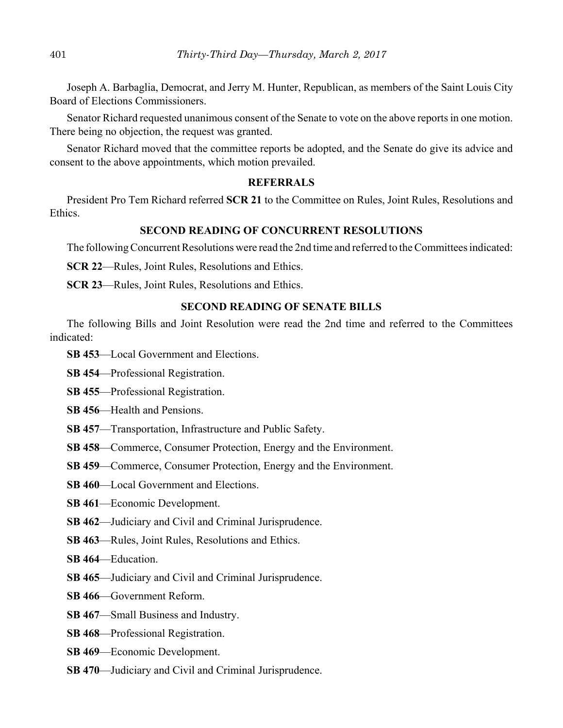Joseph A. Barbaglia, Democrat, and Jerry M. Hunter, Republican, as members of the Saint Louis City Board of Elections Commissioners.

Senator Richard requested unanimous consent of the Senate to vote on the above reports in one motion. There being no objection, the request was granted.

Senator Richard moved that the committee reports be adopted, and the Senate do give its advice and consent to the above appointments, which motion prevailed.

## REFERRALS

President Pro Tem Richard referred **SCR 21** to the Committee on Rules, Joint Rules, Resolutions and Ethics.

## SECOND READING OF CONCURRENT RESOLUTIONS

The following Concurrent Resolutions were read the 2nd time and referred to the Committees indicated:

**SCR 22**—Rules, Joint Rules, Resolutions and Ethics.

**SCR 23**—Rules, Joint Rules, Resolutions and Ethics.

## SECOND READING OF SENATE BILLS

The following Bills and Joint Resolution were read the 2nd time and referred to the Committees indicated:

**SB 453**—Local Government and Elections.

**SB 454**—Professional Registration.

**SB 455**—Professional Registration.

**SB 456**—Health and Pensions.

**SB 457**—Transportation, Infrastructure and Public Safety.

**SB 458**—Commerce, Consumer Protection, Energy and the Environment.

**SB 459**—Commerce, Consumer Protection, Energy and the Environment.

**SB 460**—Local Government and Elections.

**SB 461**—Economic Development.

**SB 462**—Judiciary and Civil and Criminal Jurisprudence.

**SB 463**—Rules, Joint Rules, Resolutions and Ethics.

**SB 464**—Education.

**SB 465**—Judiciary and Civil and Criminal Jurisprudence.

**SB 466**—Government Reform.

**SB 467**—Small Business and Industry.

**SB 468**—Professional Registration.

**SB 469**—Economic Development.

**SB 470**—Judiciary and Civil and Criminal Jurisprudence.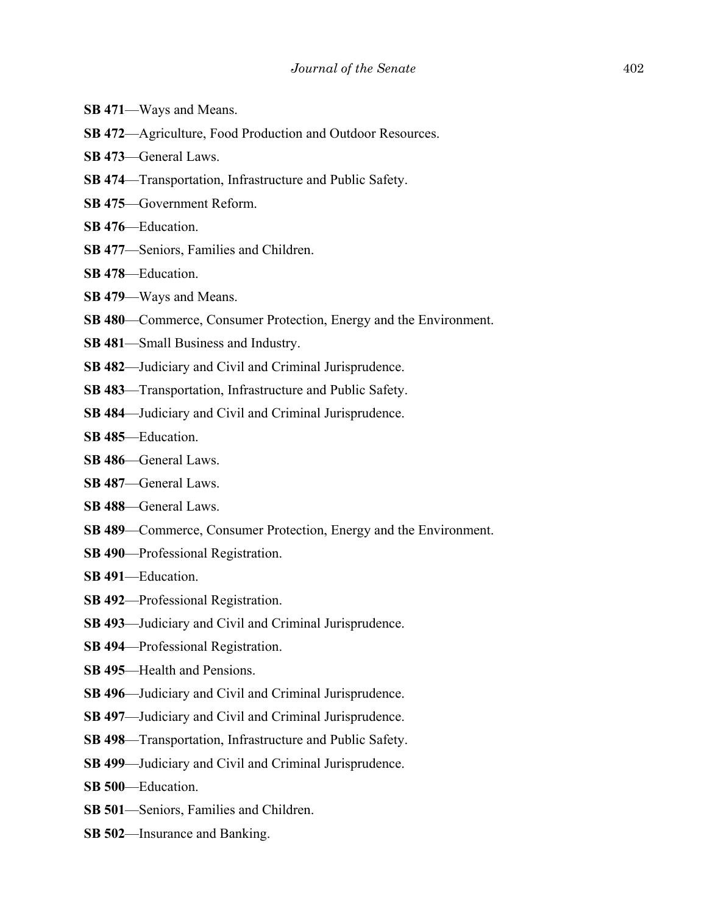**SB 471**—Ways and Means.

**SB 472**—Agriculture, Food Production and Outdoor Resources.

**SB 473**—General Laws.

**SB 474**—Transportation, Infrastructure and Public Safety.

**SB 475**—Government Reform.

**SB 476**—Education.

**SB 477**—Seniors, Families and Children.

**SB 478**—Education.

**SB 479**—Ways and Means.

**SB 480**—Commerce, Consumer Protection, Energy and the Environment.

**SB 481**—Small Business and Industry.

**SB 482**—Judiciary and Civil and Criminal Jurisprudence.

**SB 483**—Transportation, Infrastructure and Public Safety.

**SB 484**—Judiciary and Civil and Criminal Jurisprudence.

**SB 485**—Education.

**SB 486**—General Laws.

**SB 487**—General Laws.

**SB 488**—General Laws.

**SB 489**—Commerce, Consumer Protection, Energy and the Environment.

**SB 490**—Professional Registration.

**SB 491**—Education.

**SB 492**—Professional Registration.

**SB 493**—Judiciary and Civil and Criminal Jurisprudence.

**SB 494**—Professional Registration.

**SB 495**—Health and Pensions.

**SB 496**—Judiciary and Civil and Criminal Jurisprudence.

**SB 497**—Judiciary and Civil and Criminal Jurisprudence.

**SB 498**—Transportation, Infrastructure and Public Safety.

**SB 499**—Judiciary and Civil and Criminal Jurisprudence.

**SB 500**—Education.

**SB 501**—Seniors, Families and Children.

**SB 502**—Insurance and Banking.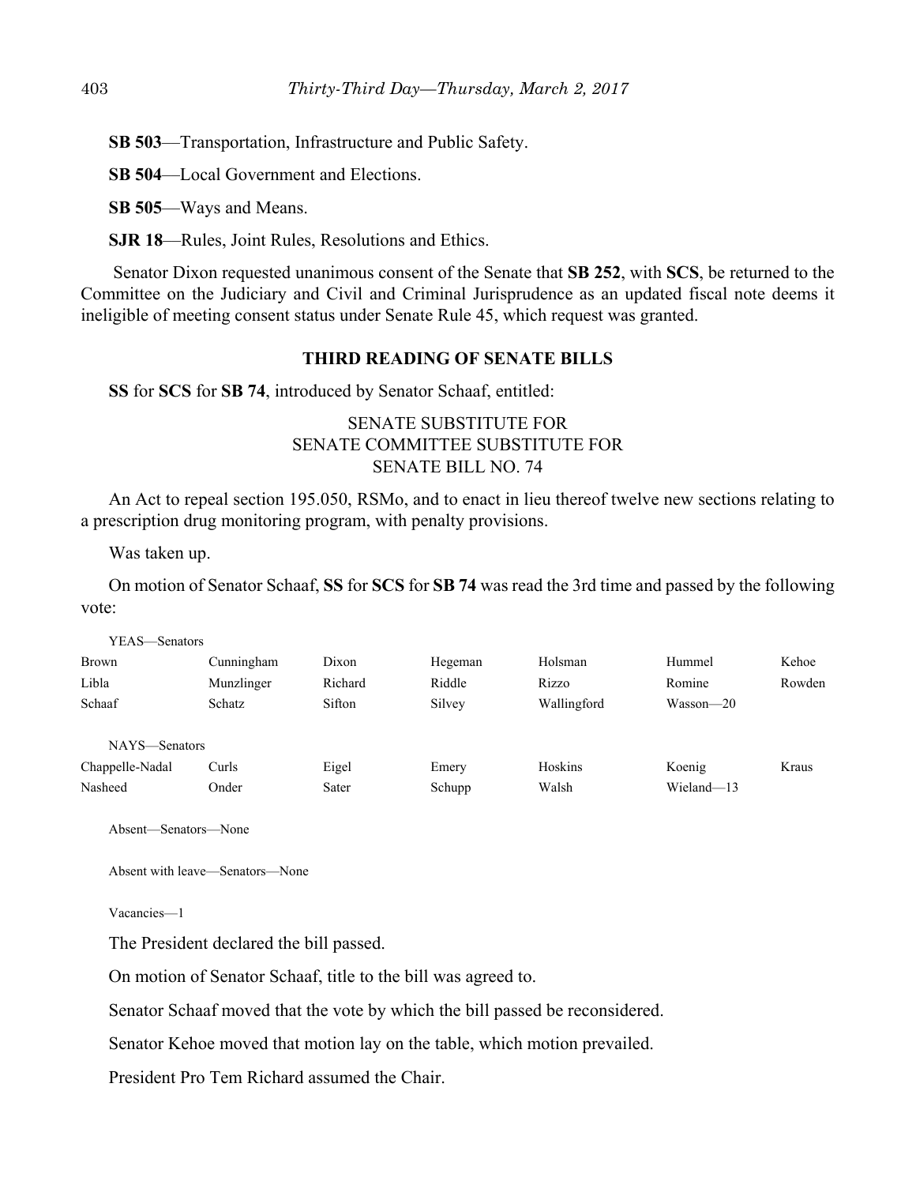**SB 503**—Transportation, Infrastructure and Public Safety.

**SB 504**—Local Government and Elections.

**SB 505**—Ways and Means.

**SJR 18**—Rules, Joint Rules, Resolutions and Ethics.

Senator Dixon requested unanimous consent of the Senate that **SB 252**, with **SCS**, be returned to the Committee on the Judiciary and Civil and Criminal Jurisprudence as an updated fiscal note deems it ineligible of meeting consent status under Senate Rule 45, which request was granted.

## THIRD READING OF SENATE BILLS

**SS** for **SCS** for **SB 74**, introduced by Senator Schaaf, entitled:

SENATE SUBSTITUTE FOR
SENATE COMMITTEE SUBSTITUTE FOR
SENATE BILL NO. 74

An Act to repeal section 195.050, RSMo, and to enact in lieu thereof twelve new sections relating to a prescription drug monitoring program, with penalty provisions.

Was taken up.

On motion of Senator Schaaf, **SS** for **SCS** for **SB 74** was read the 3rd time and passed by the following vote:

YEAS—Senators

| | | | | | | |
|---|---|---|---|---|---|---|
| Brown | Cunningham | Dixon | Hegeman | Holsman | Hummel | Kehoe |
| Libla | Munzlinger | Richard | Riddle | Rizzo | Romine | Rowden |
| Schaaf | Schatz | Sifton | Silvey | Wallingford | Wasson—20 | |

NAYS—Senators

| | | | | | | |
|---|---|---|---|---|---|---|
| Chappelle-Nadal | Curls | Eigel | Emery | Hoskins | Koenig | Kraus |
| Nasheed | Onder | Sater | Schupp | Walsh | Wieland—13 | |

Absent—Senators—None

Absent with leave—Senators—None

Vacancies—1

The President declared the bill passed.

On motion of Senator Schaaf, title to the bill was agreed to.

Senator Schaaf moved that the vote by which the bill passed be reconsidered.

Senator Kehoe moved that motion lay on the table, which motion prevailed.

President Pro Tem Richard assumed the Chair.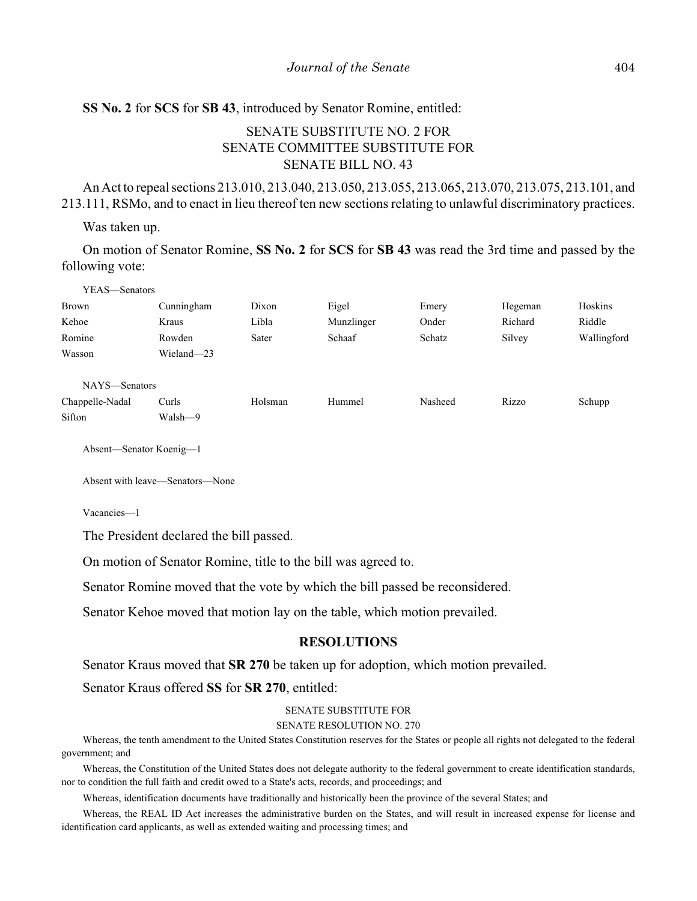**SS No. 2** for **SCS** for **SB 43**, introduced by Senator Romine, entitled:

SENATE SUBSTITUTE NO. 2 FOR
SENATE COMMITTEE SUBSTITUTE FOR
SENATE BILL NO. 43

An Act to repeal sections 213.010, 213.040, 213.050, 213.055, 213.065, 213.070, 213.075, 213.101, and 213.111, RSMo, and to enact in lieu thereof ten new sections relating to unlawful discriminatory practices.

Was taken up.

On motion of Senator Romine, **SS No. 2** for **SCS** for **SB 43** was read the 3rd time and passed by the following vote:

YEAS—Senators

| | | | | | | |
|---|---|---|---|---|---|---|
| Brown | Cunningham | Dixon | Eigel | Emery | Hegeman | Hoskins |
| Kehoe | Kraus | Libla | Munzlinger | Onder | Richard | Riddle |
| Romine | Rowden | Sater | Schaaf | Schatz | Silvey | Wallingford |
| Wasson | Wieland—23 | | | | | |

NAYS—Senators

| | | | | | | |
|---|---|---|---|---|---|---|
| Chappelle-Nadal | Curls | Holsman | Hummel | Nasheed | Rizzo | Schupp |
| Sifton | Walsh—9 | | | | | |

Absent—Senator Koenig—1

Absent with leave—Senators—None

Vacancies—1

The President declared the bill passed.

On motion of Senator Romine, title to the bill was agreed to.

Senator Romine moved that the vote by which the bill passed be reconsidered.

Senator Kehoe moved that motion lay on the table, which motion prevailed.

## RESOLUTIONS

Senator Kraus moved that **SR 270** be taken up for adoption, which motion prevailed.

Senator Kraus offered **SS** for **SR 270**, entitled:

SENATE SUBSTITUTE FOR
SENATE RESOLUTION NO. 270

Whereas, the tenth amendment to the United States Constitution reserves for the States or people all rights not delegated to the federal government; and

Whereas, the Constitution of the United States does not delegate authority to the federal government to create identification standards, nor to condition the full faith and credit owed to a State's acts, records, and proceedings; and

Whereas, identification documents have traditionally and historically been the province of the several States; and

Whereas, the REAL ID Act increases the administrative burden on the States, and will result in increased expense for license and identification card applicants, as well as extended waiting and processing times; and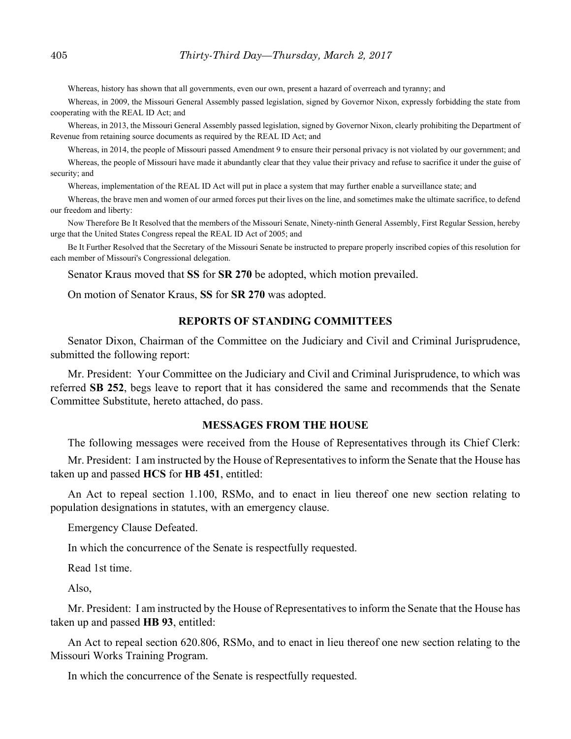Whereas, history has shown that all governments, even our own, present a hazard of overreach and tyranny; and

Whereas, in 2009, the Missouri General Assembly passed legislation, signed by Governor Nixon, expressly forbidding the state from cooperating with the REAL ID Act; and

Whereas, in 2013, the Missouri General Assembly passed legislation, signed by Governor Nixon, clearly prohibiting the Department of Revenue from retaining source documents as required by the REAL ID Act; and

Whereas, in 2014, the people of Missouri passed Amendment 9 to ensure their personal privacy is not violated by our government; and

Whereas, the people of Missouri have made it abundantly clear that they value their privacy and refuse to sacrifice it under the guise of security; and

Whereas, implementation of the REAL ID Act will put in place a system that may further enable a surveillance state; and

Whereas, the brave men and women of our armed forces put their lives on the line, and sometimes make the ultimate sacrifice, to defend our freedom and liberty:

Now Therefore Be It Resolved that the members of the Missouri Senate, Ninety-ninth General Assembly, First Regular Session, hereby urge that the United States Congress repeal the REAL ID Act of 2005; and

Be It Further Resolved that the Secretary of the Missouri Senate be instructed to prepare properly inscribed copies of this resolution for each member of Missouri's Congressional delegation.

Senator Kraus moved that **SS** for **SR 270** be adopted, which motion prevailed.

On motion of Senator Kraus, **SS** for **SR 270** was adopted.

## REPORTS OF STANDING COMMITTEES

Senator Dixon, Chairman of the Committee on the Judiciary and Civil and Criminal Jurisprudence, submitted the following report:

Mr. President: Your Committee on the Judiciary and Civil and Criminal Jurisprudence, to which was referred **SB 252**, begs leave to report that it has considered the same and recommends that the Senate Committee Substitute, hereto attached, do pass.

## MESSAGES FROM THE HOUSE

The following messages were received from the House of Representatives through its Chief Clerk:

Mr. President: I am instructed by the House of Representatives to inform the Senate that the House has taken up and passed **HCS** for **HB 451**, entitled:

An Act to repeal section 1.100, RSMo, and to enact in lieu thereof one new section relating to population designations in statutes, with an emergency clause.

Emergency Clause Defeated.

In which the concurrence of the Senate is respectfully requested.

Read 1st time.

Also,

Mr. President: I am instructed by the House of Representatives to inform the Senate that the House has taken up and passed **HB 93**, entitled:

An Act to repeal section 620.806, RSMo, and to enact in lieu thereof one new section relating to the Missouri Works Training Program.

In which the concurrence of the Senate is respectfully requested.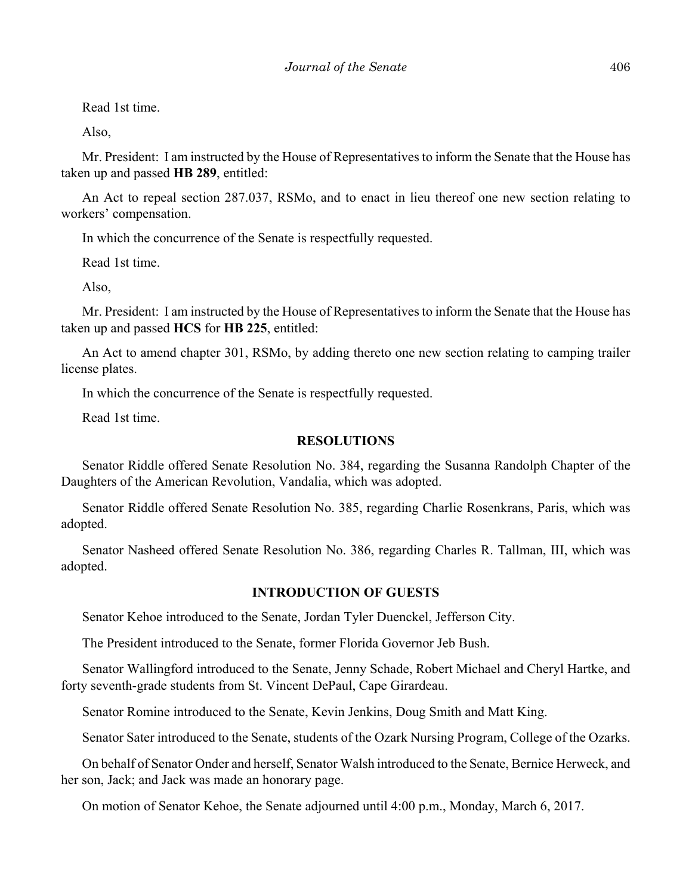Read 1st time.

Also,

Mr. President: I am instructed by the House of Representatives to inform the Senate that the House has taken up and passed **HB 289**, entitled:

An Act to repeal section 287.037, RSMo, and to enact in lieu thereof one new section relating to workers' compensation.

In which the concurrence of the Senate is respectfully requested.

Read 1st time.

Also,

Mr. President: I am instructed by the House of Representatives to inform the Senate that the House has taken up and passed **HCS** for **HB 225**, entitled:

An Act to amend chapter 301, RSMo, by adding thereto one new section relating to camping trailer license plates.

In which the concurrence of the Senate is respectfully requested.

Read 1st time.

## RESOLUTIONS

Senator Riddle offered Senate Resolution No. 384, regarding the Susanna Randolph Chapter of the Daughters of the American Revolution, Vandalia, which was adopted.

Senator Riddle offered Senate Resolution No. 385, regarding Charlie Rosenkrans, Paris, which was adopted.

Senator Nasheed offered Senate Resolution No. 386, regarding Charles R. Tallman, III, which was adopted.

## INTRODUCTION OF GUESTS

Senator Kehoe introduced to the Senate, Jordan Tyler Duenckel, Jefferson City.

The President introduced to the Senate, former Florida Governor Jeb Bush.

Senator Wallingford introduced to the Senate, Jenny Schade, Robert Michael and Cheryl Hartke, and forty seventh-grade students from St. Vincent DePaul, Cape Girardeau.

Senator Romine introduced to the Senate, Kevin Jenkins, Doug Smith and Matt King.

Senator Sater introduced to the Senate, students of the Ozark Nursing Program, College of the Ozarks.

On behalf of Senator Onder and herself, Senator Walsh introduced to the Senate, Bernice Herweck, and her son, Jack; and Jack was made an honorary page.

On motion of Senator Kehoe, the Senate adjourned until 4:00 p.m., Monday, March 6, 2017.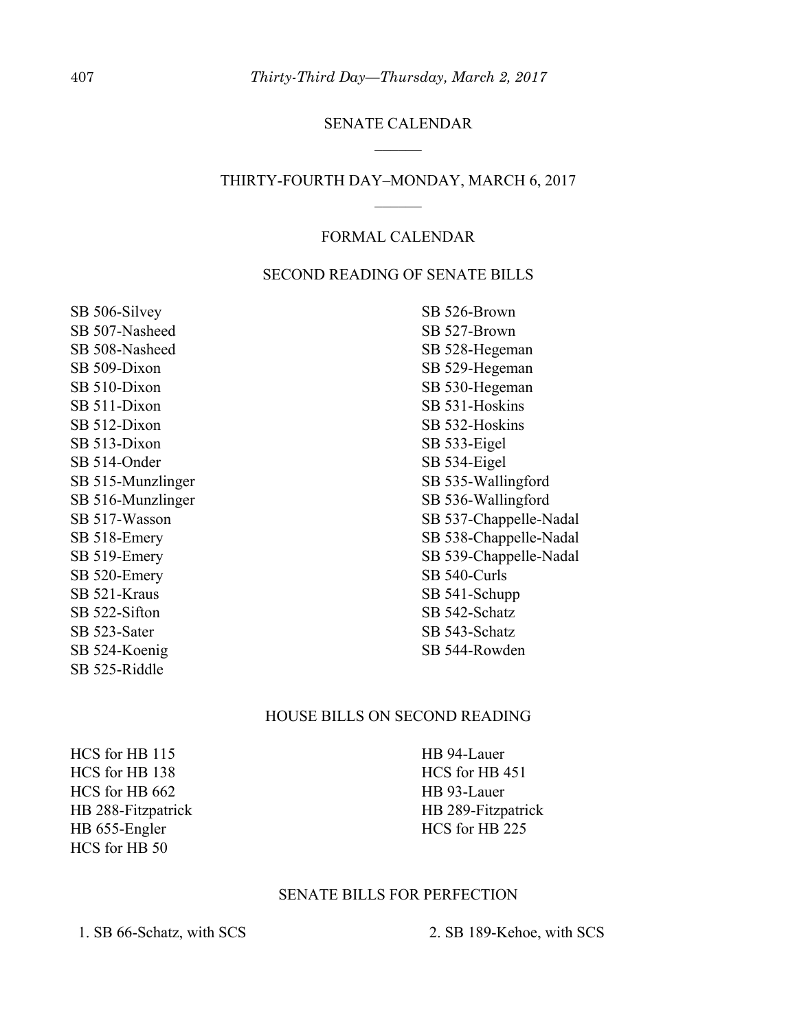# SENATE CALENDAR

## THIRTY-FOURTH DAY–MONDAY, MARCH 6, 2017

### FORMAL CALENDAR

### SECOND READING OF SENATE BILLS

SB 506-Silvey
SB 507-Nasheed
SB 508-Nasheed
SB 509-Dixon
SB 510-Dixon
SB 511-Dixon
SB 512-Dixon
SB 513-Dixon
SB 514-Onder
SB 515-Munzlinger
SB 516-Munzlinger
SB 517-Wasson
SB 518-Emery
SB 519-Emery
SB 520-Emery
SB 521-Kraus
SB 522-Sifton
SB 523-Sater
SB 524-Koenig
SB 525-Riddle
SB 526-Brown
SB 527-Brown
SB 528-Hegeman
SB 529-Hegeman
SB 530-Hegeman
SB 531-Hoskins
SB 532-Hoskins
SB 533-Eigel
SB 534-Eigel
SB 535-Wallingford
SB 536-Wallingford
SB 537-Chappelle-Nadal
SB 538-Chappelle-Nadal
SB 539-Chappelle-Nadal
SB 540-Curls
SB 541-Schupp
SB 542-Schatz
SB 543-Schatz
SB 544-Rowden

### HOUSE BILLS ON SECOND READING

HCS for HB 115
HCS for HB 138
HCS for HB 662
HB 288-Fitzpatrick
HB 655-Engler
HCS for HB 50
HB 94-Lauer
HCS for HB 451
HB 93-Lauer
HB 289-Fitzpatrick
HCS for HB 225

### SENATE BILLS FOR PERFECTION

1. SB 66-Schatz, with SCS
2. SB 189-Kehoe, with SCS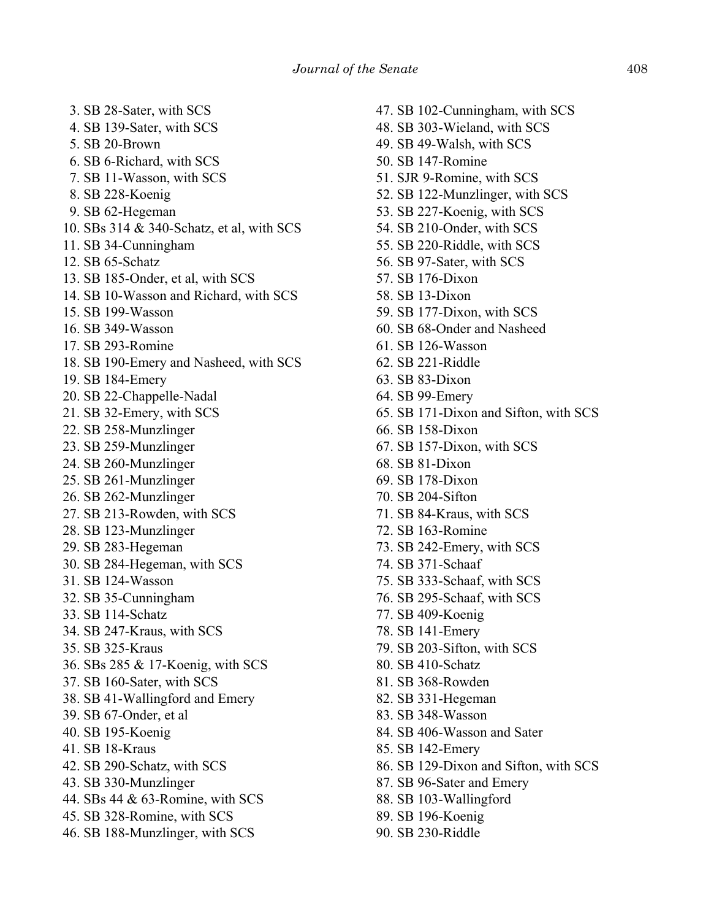3. SB 28-Sater, with SCS
4. SB 139-Sater, with SCS
5. SB 20-Brown
6. SB 6-Richard, with SCS
7. SB 11-Wasson, with SCS
8. SB 228-Koenig
9. SB 62-Hegeman
10. SBs 314 & 340-Schatz, et al, with SCS
11. SB 34-Cunningham
12. SB 65-Schatz
13. SB 185-Onder, et al, with SCS
14. SB 10-Wasson and Richard, with SCS
15. SB 199-Wasson
16. SB 349-Wasson
17. SB 293-Romine
18. SB 190-Emery and Nasheed, with SCS
19. SB 184-Emery
20. SB 22-Chappelle-Nadal
21. SB 32-Emery, with SCS
22. SB 258-Munzlinger
23. SB 259-Munzlinger
24. SB 260-Munzlinger
25. SB 261-Munzlinger
26. SB 262-Munzlinger
27. SB 213-Rowden, with SCS
28. SB 123-Munzlinger
29. SB 283-Hegeman
30. SB 284-Hegeman, with SCS
31. SB 124-Wasson
32. SB 35-Cunningham
33. SB 114-Schatz
34. SB 247-Kraus, with SCS
35. SB 325-Kraus
36. SBs 285 & 17-Koenig, with SCS
37. SB 160-Sater, with SCS
38. SB 41-Wallingford and Emery
39. SB 67-Onder, et al
40. SB 195-Koenig
41. SB 18-Kraus
42. SB 290-Schatz, with SCS
43. SB 330-Munzlinger
44. SBs 44 & 63-Romine, with SCS
45. SB 328-Romine, with SCS
46. SB 188-Munzlinger, with SCS
47. SB 102-Cunningham, with SCS
48. SB 303-Wieland, with SCS
49. SB 49-Walsh, with SCS
50. SB 147-Romine
51. SJR 9-Romine, with SCS
52. SB 122-Munzlinger, with SCS
53. SB 227-Koenig, with SCS
54. SB 210-Onder, with SCS
55. SB 220-Riddle, with SCS
56. SB 97-Sater, with SCS
57. SB 176-Dixon
58. SB 13-Dixon
59. SB 177-Dixon, with SCS
60. SB 68-Onder and Nasheed
61. SB 126-Wasson
62. SB 221-Riddle
63. SB 83-Dixon
64. SB 99-Emery
65. SB 171-Dixon and Sifton, with SCS
66. SB 158-Dixon
67. SB 157-Dixon, with SCS
68. SB 81-Dixon
69. SB 178-Dixon
70. SB 204-Sifton
71. SB 84-Kraus, with SCS
72. SB 163-Romine
73. SB 242-Emery, with SCS
74. SB 371-Schaaf
75. SB 333-Schaaf, with SCS
76. SB 295-Schaaf, with SCS
77. SB 409-Koenig
78. SB 141-Emery
79. SB 203-Sifton, with SCS
80. SB 410-Schatz
81. SB 368-Rowden
82. SB 331-Hegeman
83. SB 348-Wasson
84. SB 406-Wasson and Sater
85. SB 142-Emery
86. SB 129-Dixon and Sifton, with SCS
87. SB 96-Sater and Emery
88. SB 103-Wallingford
89. SB 196-Koenig
90. SB 230-Riddle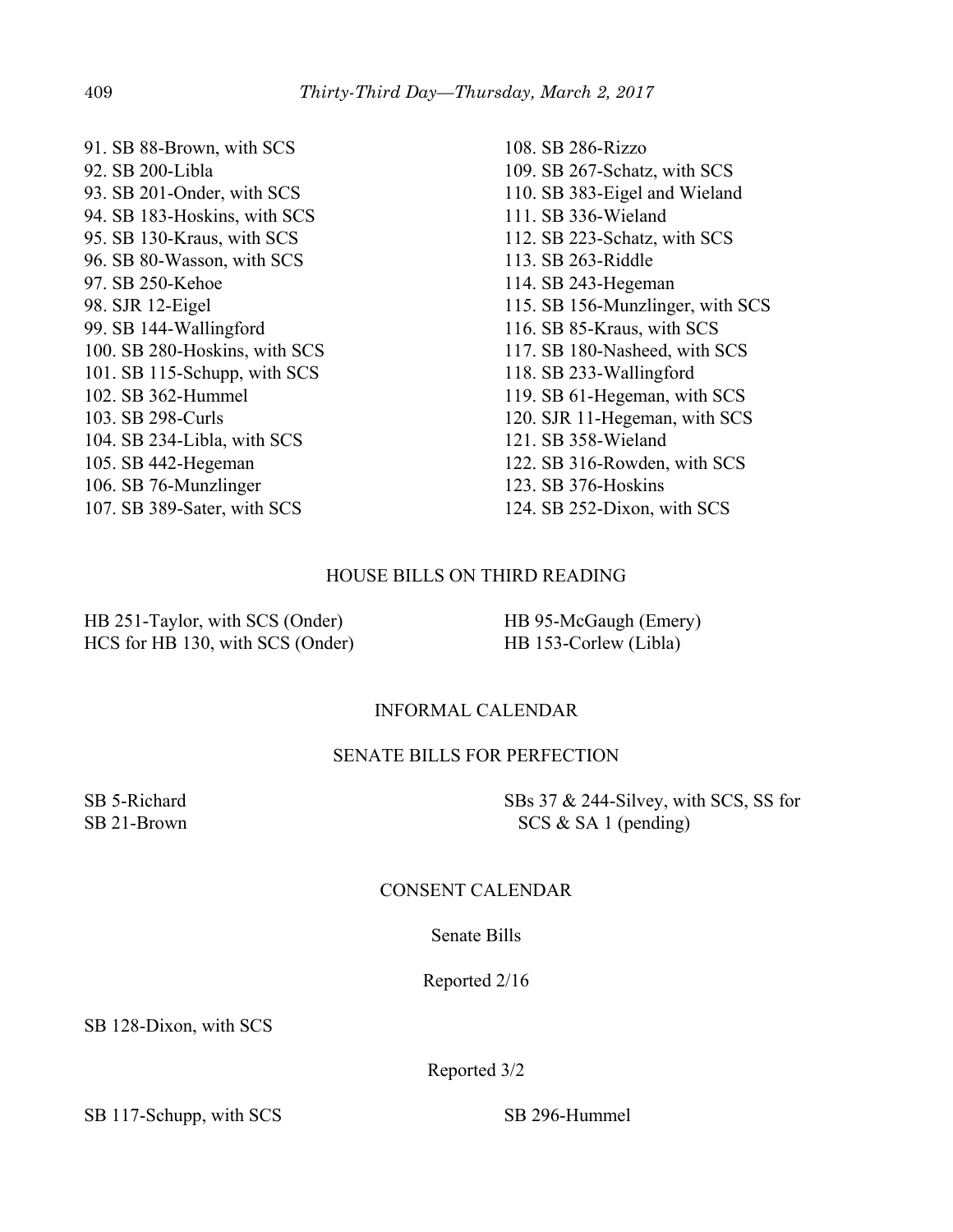91. SB 88-Brown, with SCS
92. SB 200-Libla
93. SB 201-Onder, with SCS
94. SB 183-Hoskins, with SCS
95. SB 130-Kraus, with SCS
96. SB 80-Wasson, with SCS
97. SB 250-Kehoe
98. SJR 12-Eigel
99. SB 144-Wallingford
100. SB 280-Hoskins, with SCS
101. SB 115-Schupp, with SCS
102. SB 362-Hummel
103. SB 298-Curls
104. SB 234-Libla, with SCS
105. SB 442-Hegeman
106. SB 76-Munzlinger
107. SB 389-Sater, with SCS
108. SB 286-Rizzo
109. SB 267-Schatz, with SCS
110. SB 383-Eigel and Wieland
111. SB 336-Wieland
112. SB 223-Schatz, with SCS
113. SB 263-Riddle
114. SB 243-Hegeman
115. SB 156-Munzlinger, with SCS
116. SB 85-Kraus, with SCS
117. SB 180-Nasheed, with SCS
118. SB 233-Wallingford
119. SB 61-Hegeman, with SCS
120. SJR 11-Hegeman, with SCS
121. SB 358-Wieland
122. SB 316-Rowden, with SCS
123. SB 376-Hoskins
124. SB 252-Dixon, with SCS

## HOUSE BILLS ON THIRD READING

HB 251-Taylor, with SCS (Onder)
HCS for HB 130, with SCS (Onder)
HB 95-McGaugh (Emery)
HB 153-Corlew (Libla)

## INFORMAL CALENDAR

## SENATE BILLS FOR PERFECTION

SB 5-Richard
SB 21-Brown
SBs 37 & 244-Silvey, with SCS, SS for SCS & SA 1 (pending)

## CONSENT CALENDAR

Senate Bills

Reported 2/16

SB 128-Dixon, with SCS

Reported 3/2

SB 117-Schupp, with SCS
SB 296-Hummel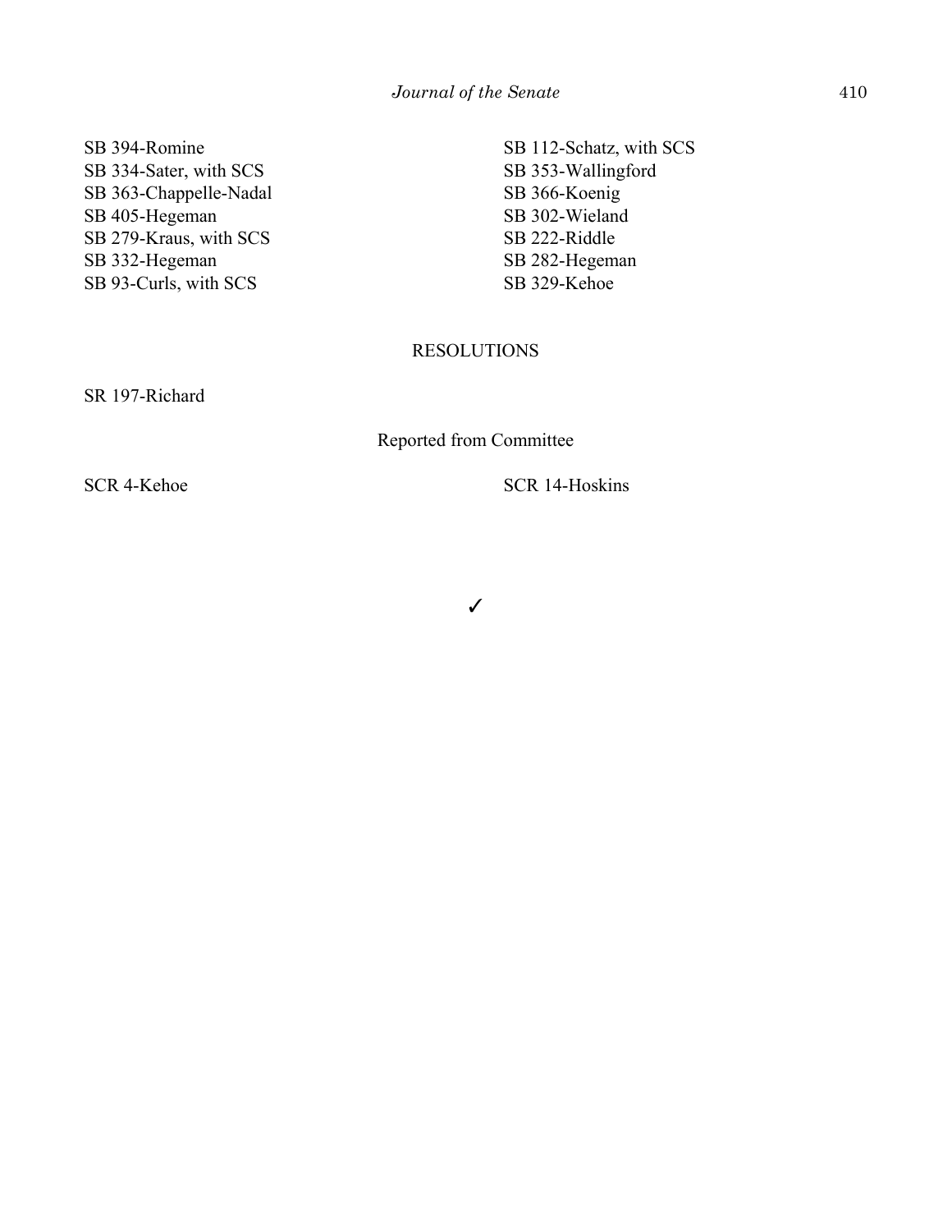SB 394-Romine
SB 334-Sater, with SCS
SB 363-Chappelle-Nadal
SB 405-Hegeman
SB 279-Kraus, with SCS
SB 332-Hegeman
SB 93-Curls, with SCS
SB 112-Schatz, with SCS
SB 353-Wallingford
SB 366-Koenig
SB 302-Wieland
SB 222-Riddle
SB 282-Hegeman
SB 329-Kehoe

RESOLUTIONS

SR 197-Richard

Reported from Committee

SCR 4-Kehoe
SCR 14-Hoskins

✓